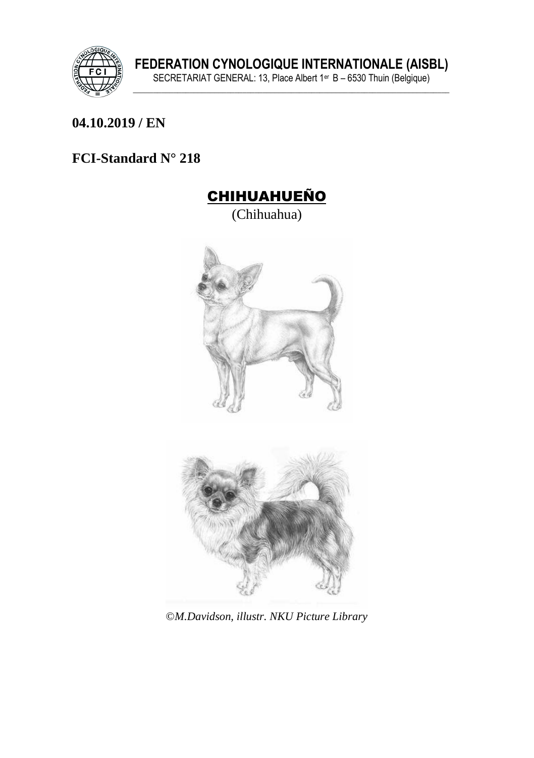**FEDERATION CYNOLOGIQUE INTERNATIONALE (AISBL)**
SECRETARIAT GENERAL: 13, Place Albert 1er B – 6530 Thuin (Belgique)

**04.10.2019 / EN**

**FCI-Standard N° 218**

# CHIHUAHUEÑO

(Chihuahua)

*©M.Davidson, illustr. NKU Picture Library*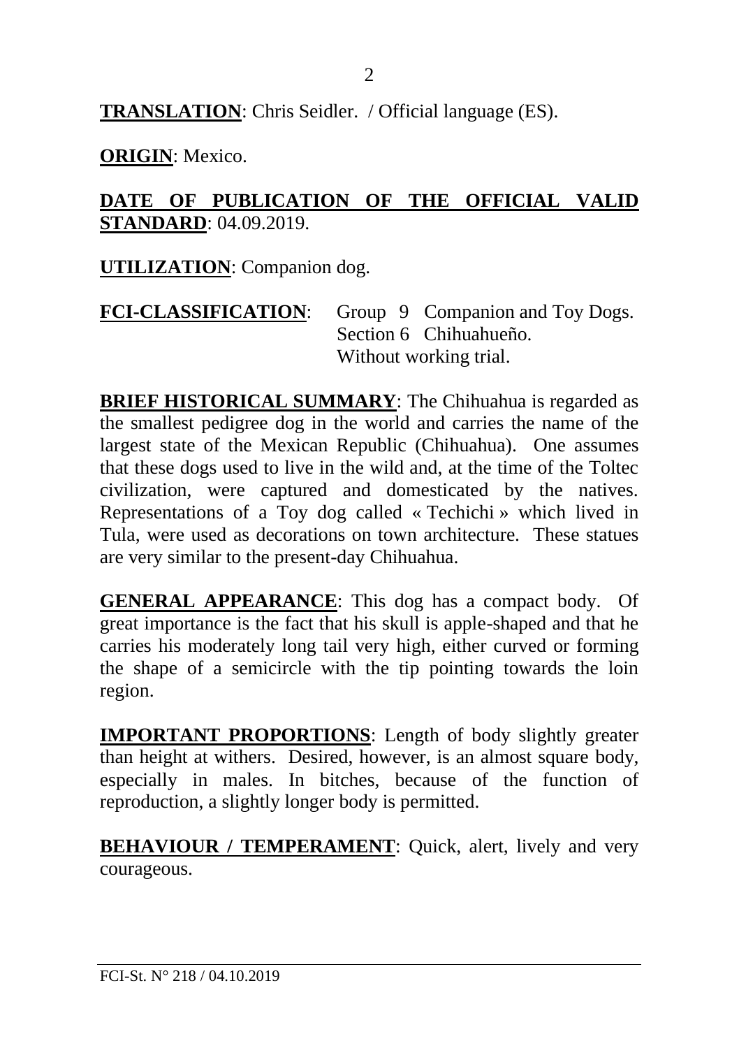**TRANSLATION**: Chris Seidler. / Official language (ES).

**ORIGIN**: Mexico.

**DATE OF PUBLICATION OF THE OFFICIAL VALID STANDARD**: 04.09.2019.

**UTILIZATION**: Companion dog.

**FCI-CLASSIFICATION**: Group 9 Companion and Toy Dogs.
Section 6 Chihuahueño.
Without working trial.

**BRIEF HISTORICAL SUMMARY**: The Chihuahua is regarded as the smallest pedigree dog in the world and carries the name of the largest state of the Mexican Republic (Chihuahua). One assumes that these dogs used to live in the wild and, at the time of the Toltec civilization, were captured and domesticated by the natives. Representations of a Toy dog called « Techichi » which lived in Tula, were used as decorations on town architecture. These statues are very similar to the present-day Chihuahua.

**GENERAL APPEARANCE**: This dog has a compact body. Of great importance is the fact that his skull is apple-shaped and that he carries his moderately long tail very high, either curved or forming the shape of a semicircle with the tip pointing towards the loin region.

**IMPORTANT PROPORTIONS**: Length of body slightly greater than height at withers. Desired, however, is an almost square body, especially in males. In bitches, because of the function of reproduction, a slightly longer body is permitted.

**BEHAVIOUR / TEMPERAMENT**: Quick, alert, lively and very courageous.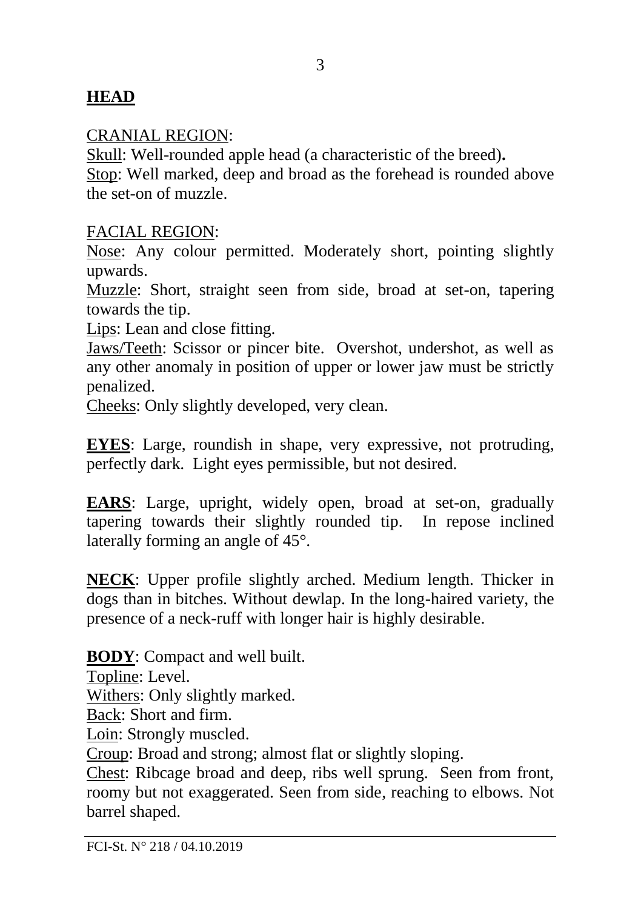## HEAD

CRANIAL REGION:

Skull: Well-rounded apple head (a characteristic of the breed)**.**
Stop: Well marked, deep and broad as the forehead is rounded above the set-on of muzzle.

FACIAL REGION:

Nose: Any colour permitted. Moderately short, pointing slightly upwards.
Muzzle: Short, straight seen from side, broad at set-on, tapering towards the tip.
Lips: Lean and close fitting.
Jaws/Teeth: Scissor or pincer bite. Overshot, undershot, as well as any other anomaly in position of upper or lower jaw must be strictly penalized.
Cheeks: Only slightly developed, very clean.

**EYES**: Large, roundish in shape, very expressive, not protruding, perfectly dark. Light eyes permissible, but not desired.

**EARS**: Large, upright, widely open, broad at set-on, gradually tapering towards their slightly rounded tip. In repose inclined laterally forming an angle of 45°.

**NECK**: Upper profile slightly arched. Medium length. Thicker in dogs than in bitches. Without dewlap. In the long-haired variety, the presence of a neck-ruff with longer hair is highly desirable.

**BODY**: Compact and well built.
Topline: Level.
Withers: Only slightly marked.
Back: Short and firm.
Loin: Strongly muscled.
Croup: Broad and strong; almost flat or slightly sloping.
Chest: Ribcage broad and deep, ribs well sprung. Seen from front, roomy but not exaggerated. Seen from side, reaching to elbows. Not barrel shaped.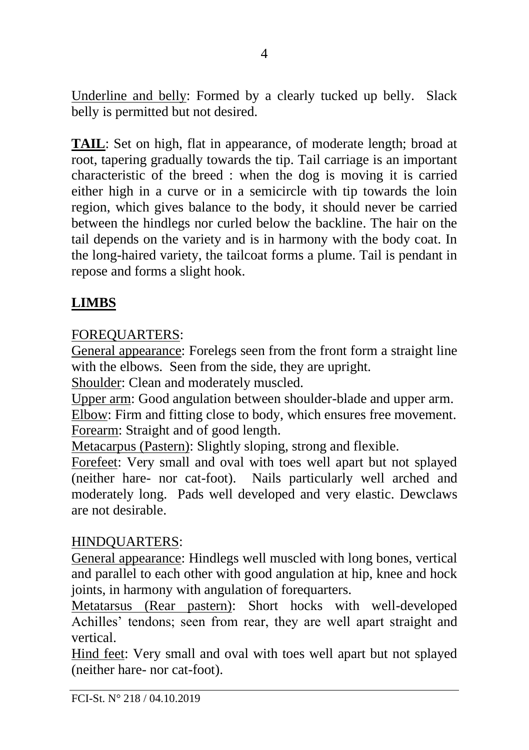Underline and belly: Formed by a clearly tucked up belly. Slack belly is permitted but not desired.

**TAIL**: Set on high, flat in appearance, of moderate length; broad at root, tapering gradually towards the tip. Tail carriage is an important characteristic of the breed : when the dog is moving it is carried either high in a curve or in a semicircle with tip towards the loin region, which gives balance to the body, it should never be carried between the hindlegs nor curled below the backline. The hair on the tail depends on the variety and is in harmony with the body coat. In the long-haired variety, the tailcoat forms a plume. Tail is pendant in repose and forms a slight hook.

## LIMBS

FOREQUARTERS:

General appearance: Forelegs seen from the front form a straight line with the elbows. Seen from the side, they are upright.

Shoulder: Clean and moderately muscled.

Upper arm: Good angulation between shoulder-blade and upper arm.

Elbow: Firm and fitting close to body, which ensures free movement.

Forearm: Straight and of good length.

Metacarpus (Pastern): Slightly sloping, strong and flexible.

Forefeet: Very small and oval with toes well apart but not splayed (neither hare- nor cat-foot). Nails particularly well arched and moderately long. Pads well developed and very elastic. Dewclaws are not desirable.

HINDQUARTERS:

General appearance: Hindlegs well muscled with long bones, vertical and parallel to each other with good angulation at hip, knee and hock joints, in harmony with angulation of forequarters.

Metatarsus (Rear pastern): Short hocks with well-developed Achilles' tendons; seen from rear, they are well apart straight and vertical.

Hind feet: Very small and oval with toes well apart but not splayed (neither hare- nor cat-foot).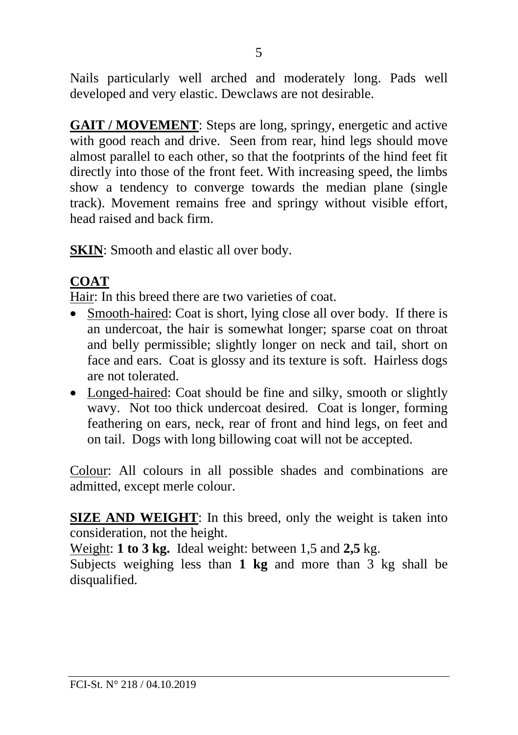Nails particularly well arched and moderately long. Pads well developed and very elastic. Dewclaws are not desirable.

**GAIT / MOVEMENT**: Steps are long, springy, energetic and active with good reach and drive. Seen from rear, hind legs should move almost parallel to each other, so that the footprints of the hind feet fit directly into those of the front feet. With increasing speed, the limbs show a tendency to converge towards the median plane (single track). Movement remains free and springy without visible effort, head raised and back firm.

**SKIN**: Smooth and elastic all over body.

**COAT**

Hair: In this breed there are two varieties of coat.

- Smooth-haired: Coat is short, lying close all over body. If there is an undercoat, the hair is somewhat longer; sparse coat on throat and belly permissible; slightly longer on neck and tail, short on face and ears. Coat is glossy and its texture is soft. Hairless dogs are not tolerated.
- Longed-haired: Coat should be fine and silky, smooth or slightly wavy. Not too thick undercoat desired. Coat is longer, forming feathering on ears, neck, rear of front and hind legs, on feet and on tail. Dogs with long billowing coat will not be accepted.

Colour: All colours in all possible shades and combinations are admitted, except merle colour.

**SIZE AND WEIGHT**: In this breed, only the weight is taken into consideration, not the height.

Weight: **1 to 3 kg.** Ideal weight: between 1,5 and **2,5** kg.

Subjects weighing less than **1 kg** and more than 3 kg shall be disqualified.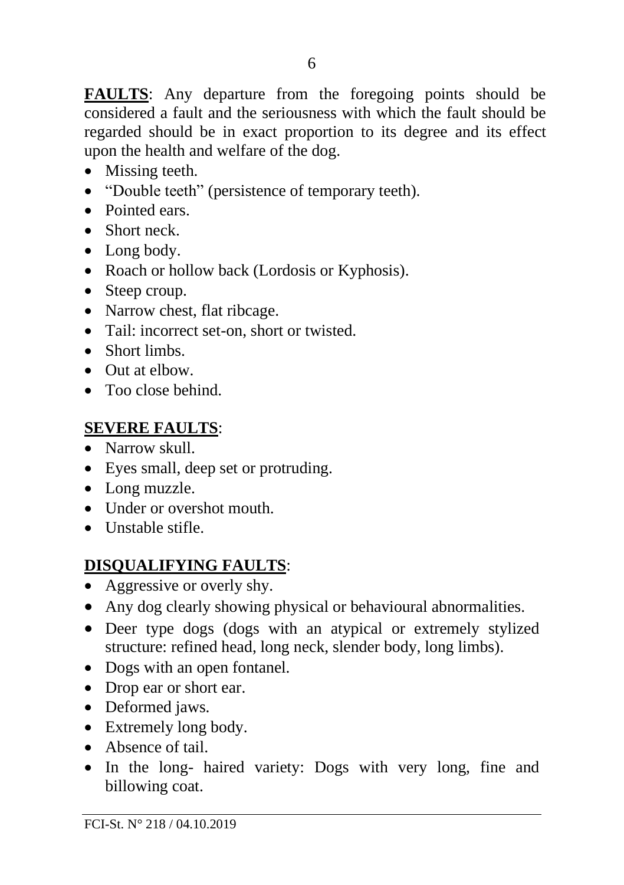**FAULTS**: Any departure from the foregoing points should be considered a fault and the seriousness with which the fault should be regarded should be in exact proportion to its degree and its effect upon the health and welfare of the dog.

- Missing teeth.
- "Double teeth" (persistence of temporary teeth).
- Pointed ears.
- Short neck.
- Long body.
- Roach or hollow back (Lordosis or Kyphosis).
- Steep croup.
- Narrow chest, flat ribcage.
- Tail: incorrect set-on, short or twisted.
- Short limbs.
- Out at elbow.
- Too close behind.

**SEVERE FAULTS**:

- Narrow skull.
- Eyes small, deep set or protruding.
- Long muzzle.
- Under or overshot mouth.
- Unstable stifle.

**DISQUALIFYING FAULTS**:

- Aggressive or overly shy.
- Any dog clearly showing physical or behavioural abnormalities.
- Deer type dogs (dogs with an atypical or extremely stylized structure: refined head, long neck, slender body, long limbs).
- Dogs with an open fontanel.
- Drop ear or short ear.
- Deformed jaws.
- Extremely long body.
- Absence of tail.
- In the long- haired variety: Dogs with very long, fine and billowing coat.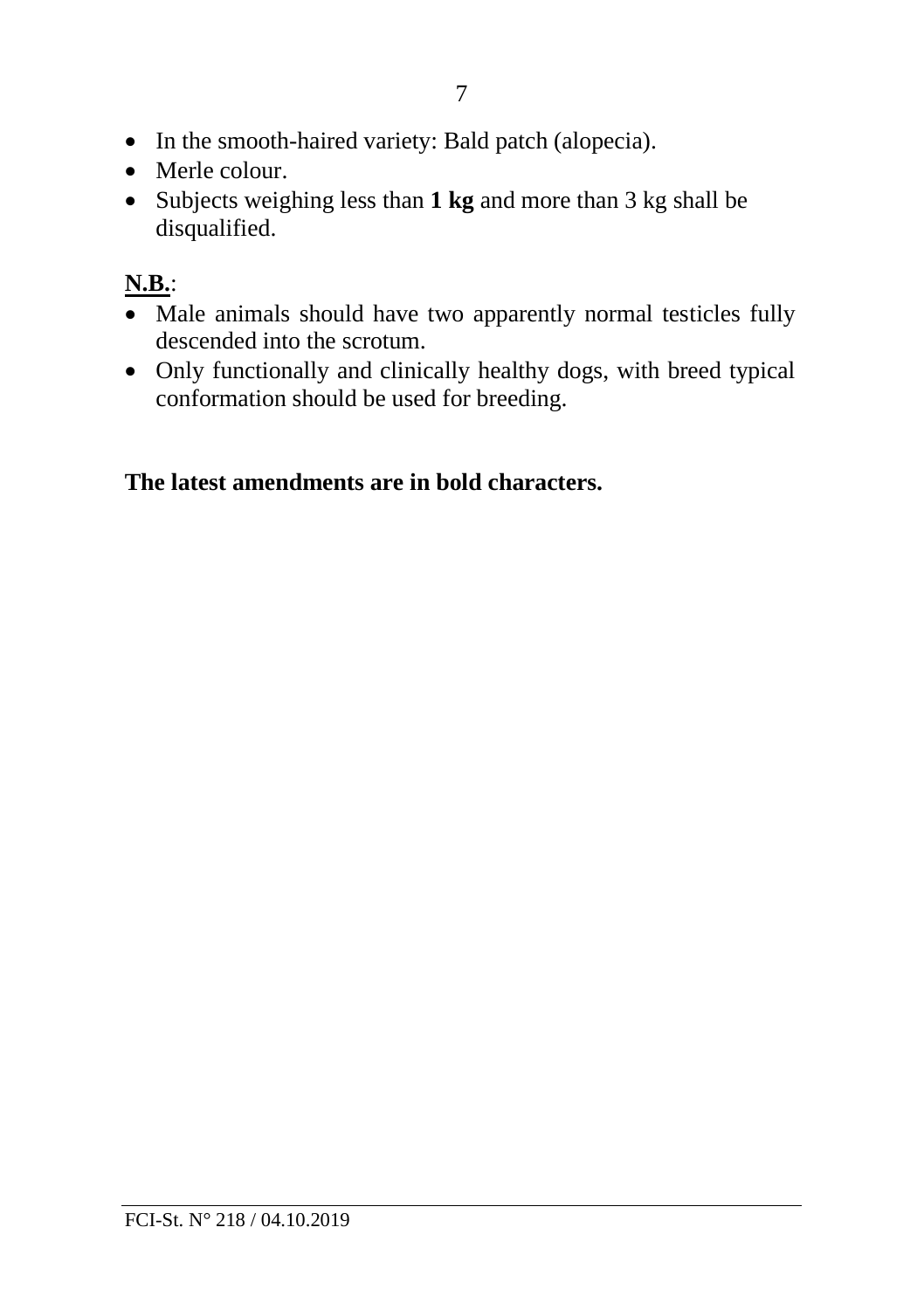- In the smooth-haired variety: Bald patch (alopecia).
- Merle colour.
- Subjects weighing less than **1 kg** and more than 3 kg shall be disqualified.

**N.B.**:

- Male animals should have two apparently normal testicles fully descended into the scrotum.
- Only functionally and clinically healthy dogs, with breed typical conformation should be used for breeding.

**The latest amendments are in bold characters.**

FCI-St. N° 218 / 04.10.2019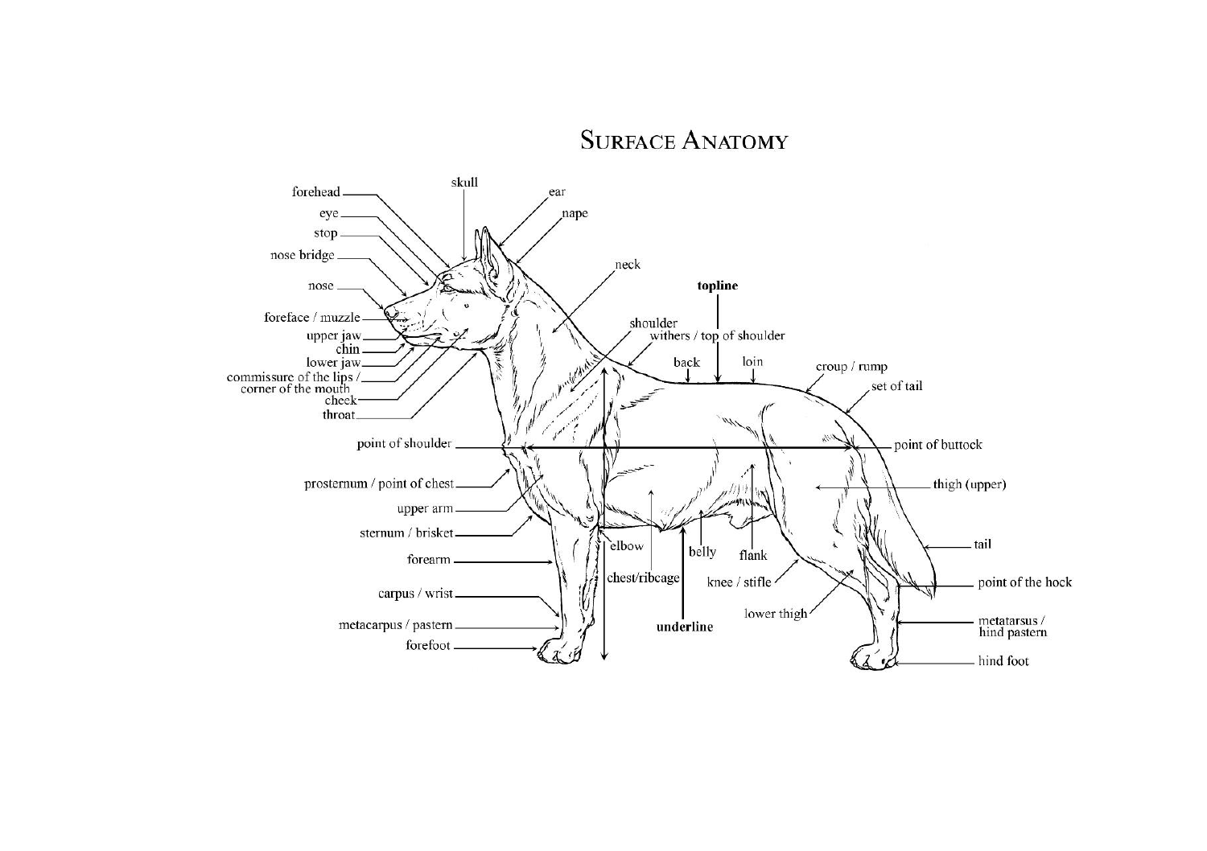# Surface Anatomy

forehead
eye
stop
nose bridge
nose
foreface / muzzle
upper jaw
chin
lower jaw
commissure of the lips / corner of the mouth
cheek
throat
skull
ear
nape
neck
topline
shoulder
withers / top of shoulder
back
loin
croup / rump
set of tail
point of shoulder
point of buttock
prosternum / point of chest
thigh (upper)
upper arm
sternum / brisket
tail
forearm
elbow
belly
flank
chest/ribcage
knee / stifle
point of the hock
carpus / wrist
lower thigh
metacarpus / pastern
underline
metatarsus / hind pastern
forefoot
hind foot